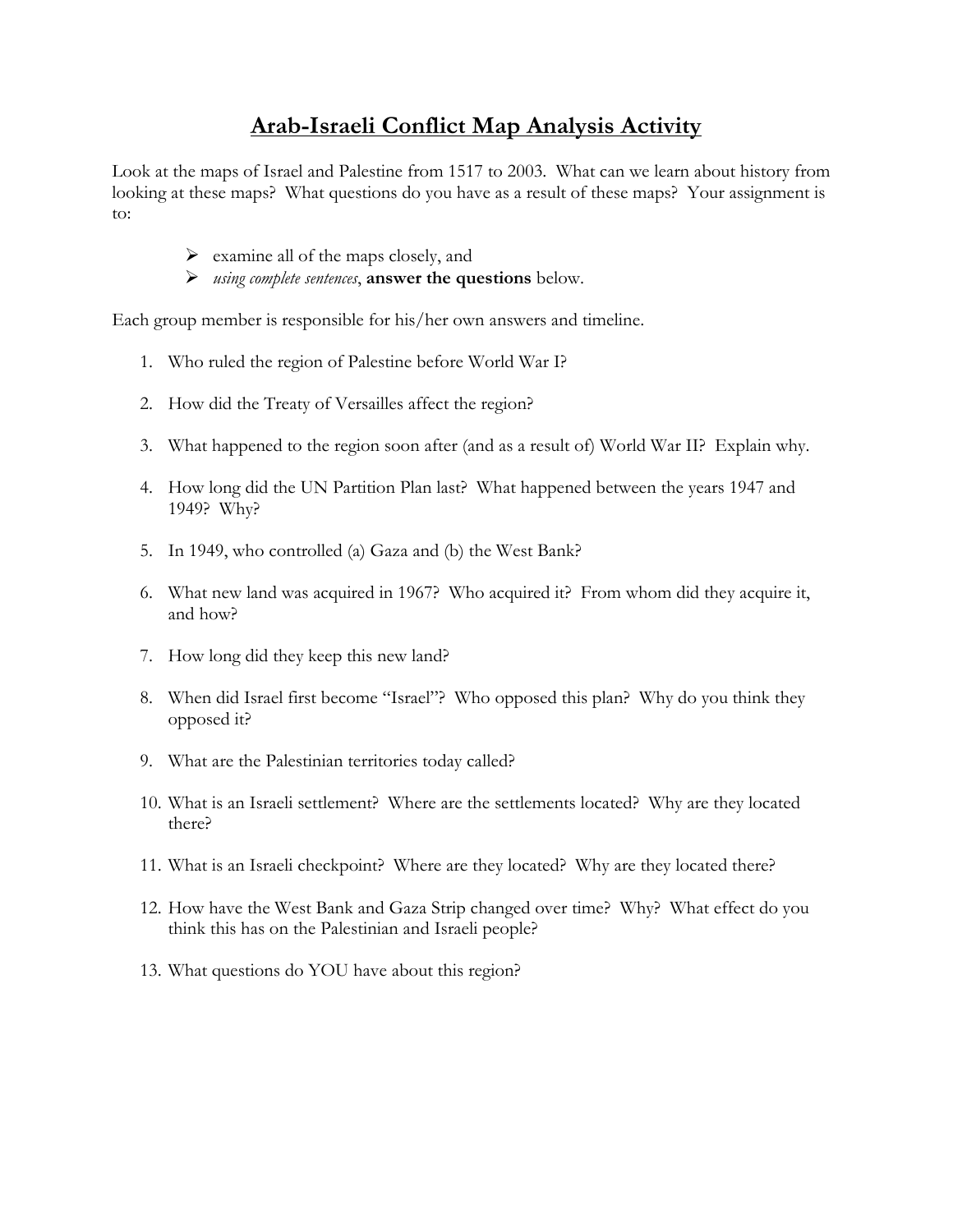# Arab-Israeli Conflict Map Analysis Activity

Look at the maps of Israel and Palestine from 1517 to 2003. What can we learn about history from looking at these maps? What questions do you have as a result of these maps? Your assignment is to:

- examine all of the maps closely, and
- *using complete sentences*, **answer the questions** below.

Each group member is responsible for his/her own answers and timeline.

1. Who ruled the region of Palestine before World War I?

2. How did the Treaty of Versailles affect the region?

3. What happened to the region soon after (and as a result of) World War II? Explain why.

4. How long did the UN Partition Plan last? What happened between the years 1947 and 1949? Why?

5. In 1949, who controlled (a) Gaza and (b) the West Bank?

6. What new land was acquired in 1967? Who acquired it? From whom did they acquire it, and how?

7. How long did they keep this new land?

8. When did Israel first become "Israel"? Who opposed this plan? Why do you think they opposed it?

9. What are the Palestinian territories today called?

10. What is an Israeli settlement? Where are the settlements located? Why are they located there?

11. What is an Israeli checkpoint? Where are they located? Why are they located there?

12. How have the West Bank and Gaza Strip changed over time? Why? What effect do you think this has on the Palestinian and Israeli people?

13. What questions do YOU have about this region?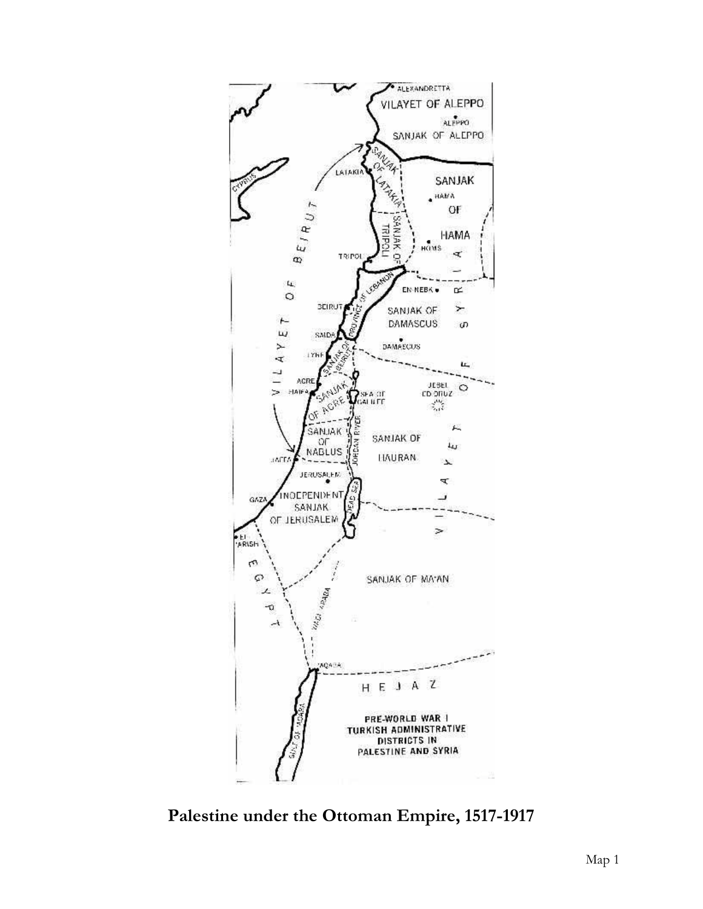**Palestine under the Ottoman Empire, 1517-1917**

Map 1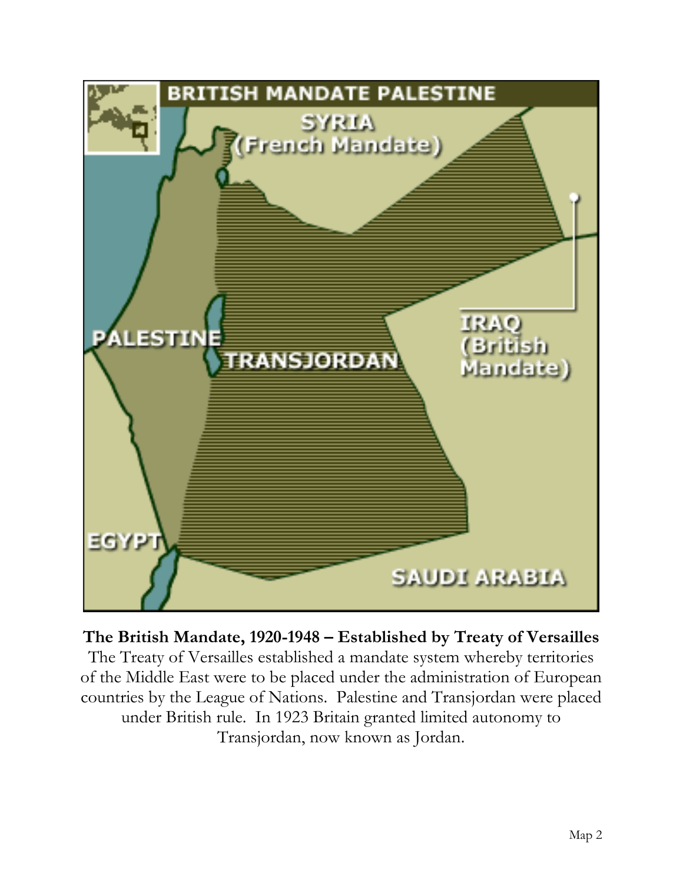BRITISH MANDATE PALESTINE

SYRIA (French Mandate)

PALESTINE

TRANSJORDAN

IRAQ (British Mandate)

EGYPT

SAUDI ARABIA

**The British Mandate, 1920-1948 – Established by Treaty of Versailles**

The Treaty of Versailles established a mandate system whereby territories of the Middle East were to be placed under the administration of European countries by the League of Nations. Palestine and Transjordan were placed under British rule. In 1923 Britain granted limited autonomy to Transjordan, now known as Jordan.

Map 2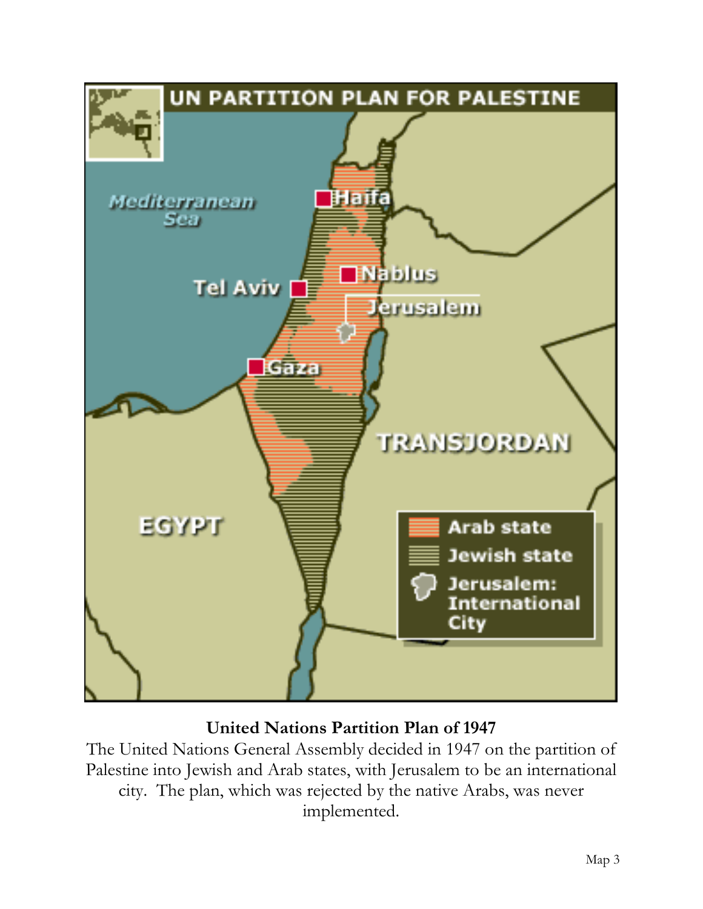**United Nations Partition Plan of 1947**

The United Nations General Assembly decided in 1947 on the partition of Palestine into Jewish and Arab states, with Jerusalem to be an international city. The plan, which was rejected by the native Arabs, was never implemented.

Map 3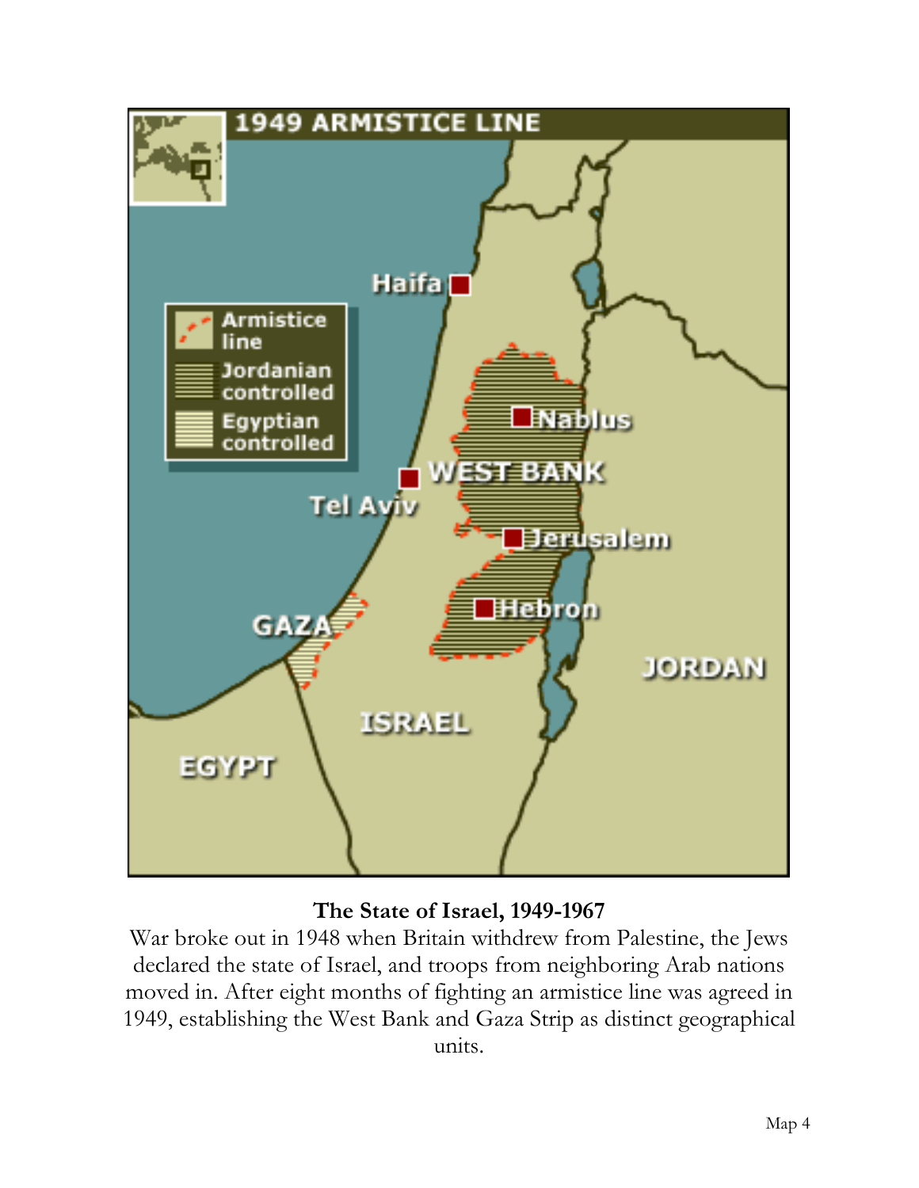**The State of Israel, 1949-1967**

War broke out in 1948 when Britain withdrew from Palestine, the Jews declared the state of Israel, and troops from neighboring Arab nations moved in. After eight months of fighting an armistice line was agreed in 1949, establishing the West Bank and Gaza Strip as distinct geographical units.

Map 4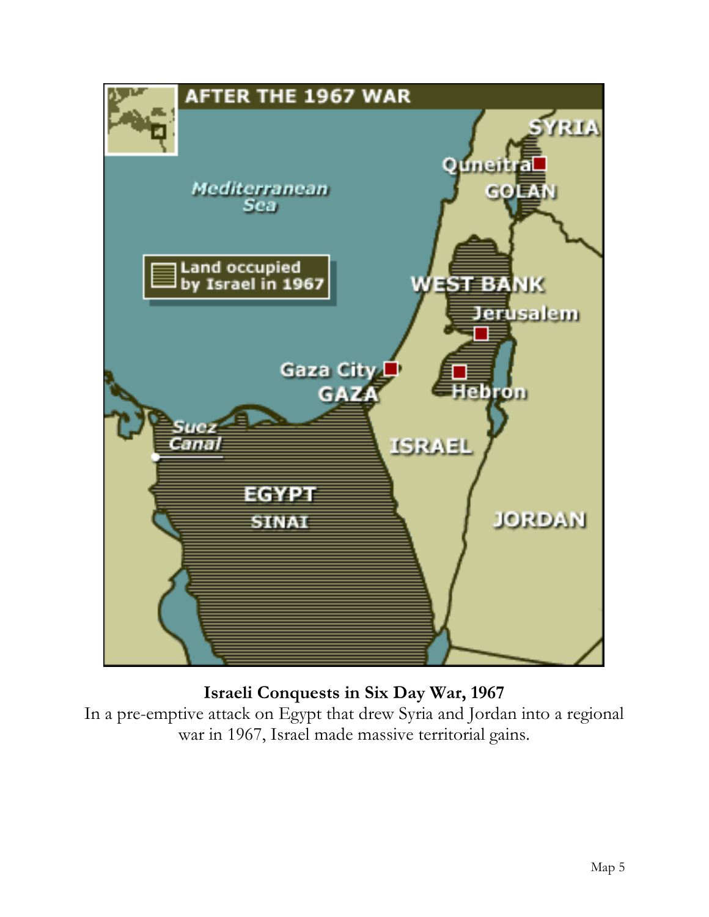AFTER THE 1967 WAR

SYRIA

Quneitra

GOLAN

Mediterranean Sea

Land occupied by Israel in 1967

WEST BANK

Jerusalem

Gaza City

GAZA

Hebron

Suez Canal

ISRAEL

EGYPT

SINAI

JORDAN

**Israeli Conquests in Six Day War, 1967**

In a pre-emptive attack on Egypt that drew Syria and Jordan into a regional war in 1967, Israel made massive territorial gains.

Map 5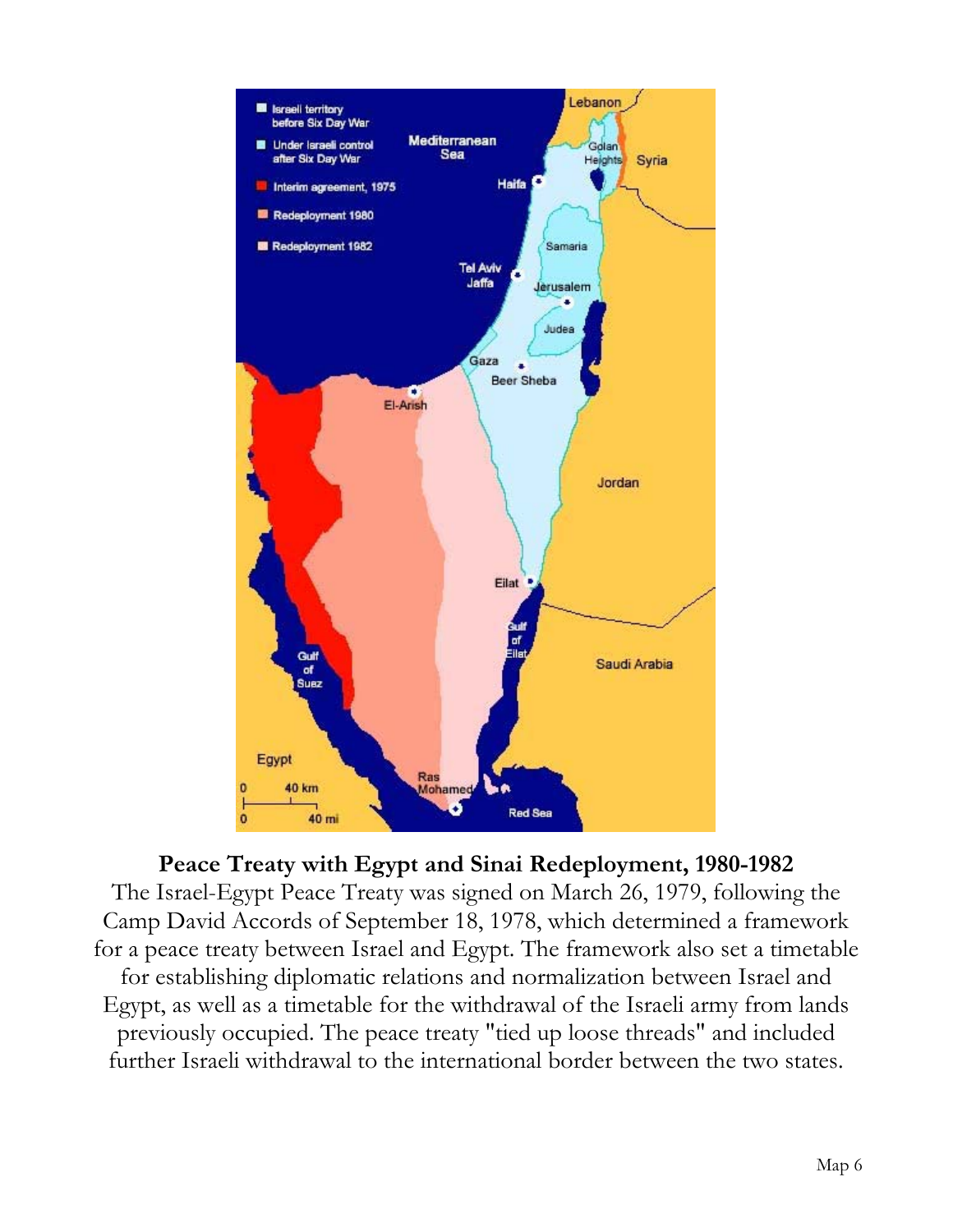**Peace Treaty with Egypt and Sinai Redeployment, 1980-1982**

The Israel-Egypt Peace Treaty was signed on March 26, 1979, following the Camp David Accords of September 18, 1978, which determined a framework for a peace treaty between Israel and Egypt. The framework also set a timetable for establishing diplomatic relations and normalization between Israel and Egypt, as well as a timetable for the withdrawal of the Israeli army from lands previously occupied. The peace treaty "tied up loose threads" and included further Israeli withdrawal to the international border between the two states.

Map 6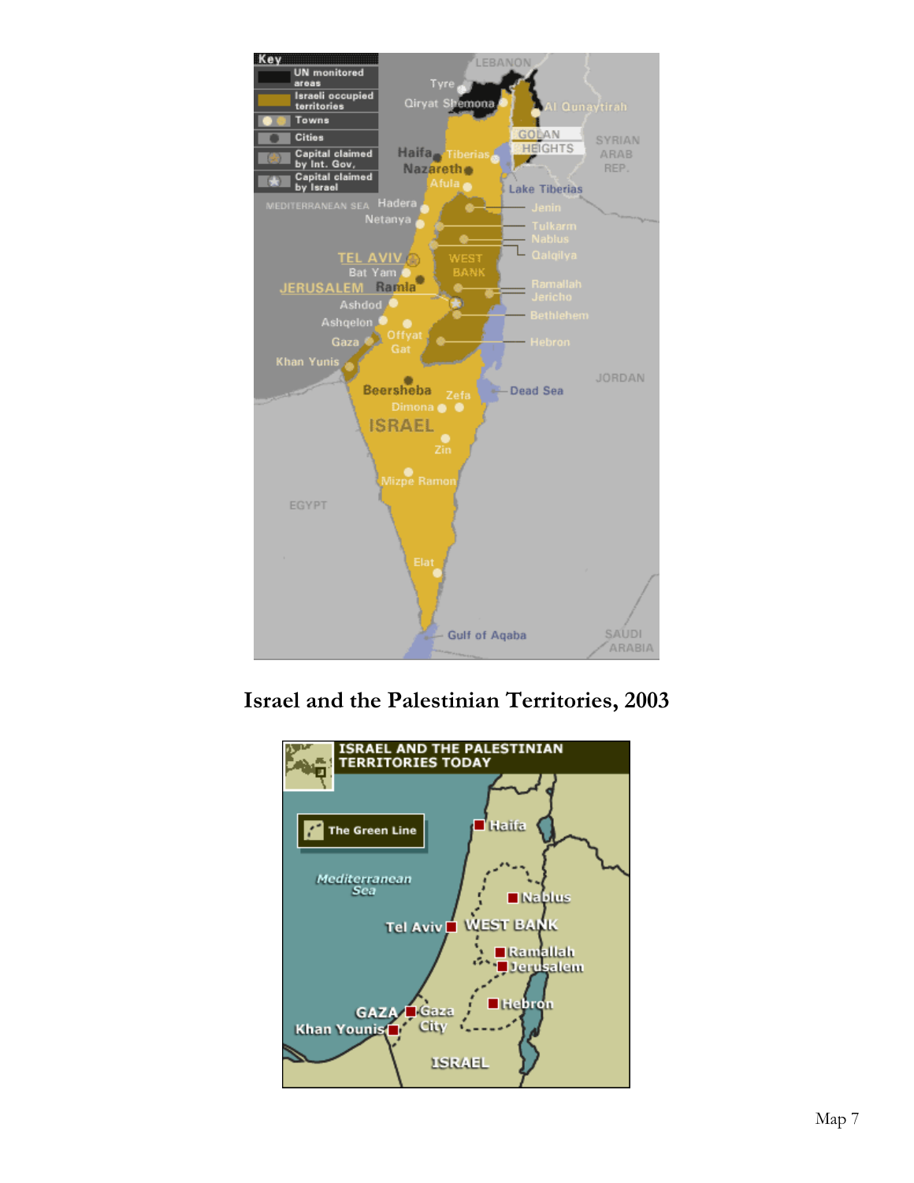Israel and the Palestinian Territories, 2003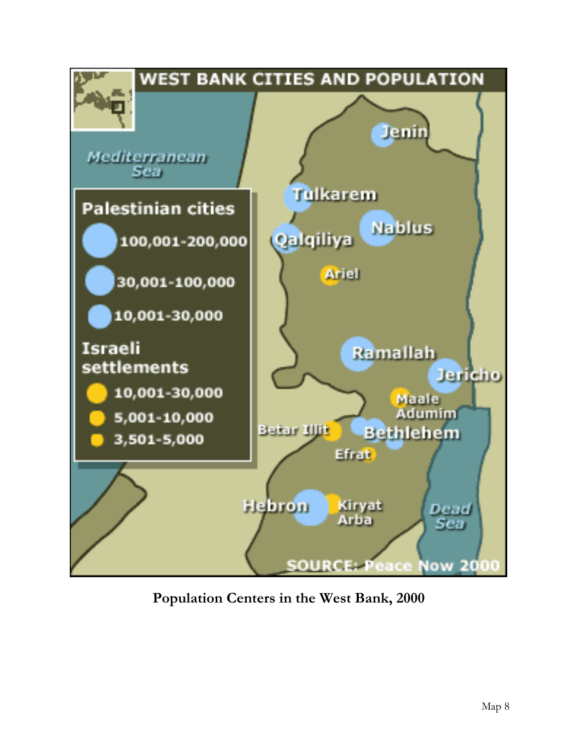WEST BANK CITIES AND POPULATION

Mediterranean Sea

**Palestinian cities**

- 100,001-200,000
- 30,001-100,000
- 10,001-30,000

**Israeli settlements**

- 10,001-30,000
- 5,001-10,000
- 3,501-5,000

Jenin

Tulkarem

Nablus

Qalqiliya

Ariel

Ramallah

Jericho

Maale Adumim

Betar Illit

Bethlehem

Efrat

Hebron

Kiryat Arba

Dead Sea

SOURCE: Peace Now 2000

**Population Centers in the West Bank, 2000**

Map 8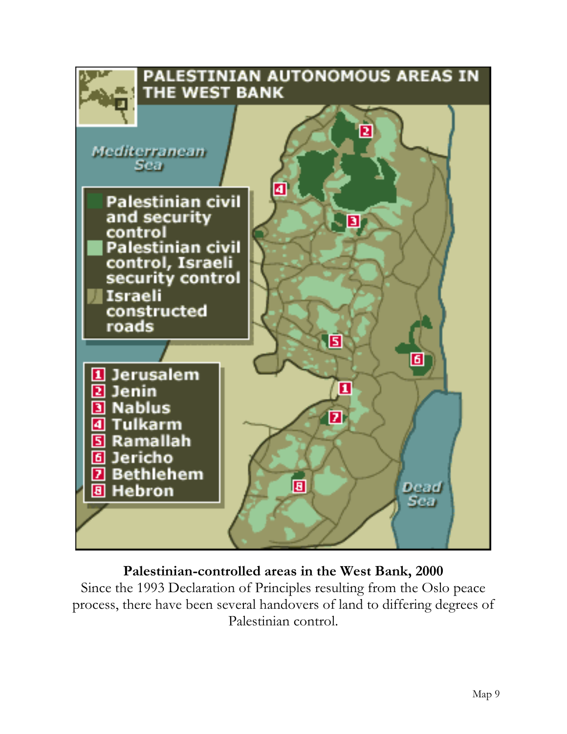PALESTINIAN AUTONOMOUS AREAS IN THE WEST BANK

Mediterranean Sea

- Palestinian civil and security control
- Palestinian civil control, Israeli security control
- Israeli constructed roads

1. Jerusalem
2. Jenin
3. Nablus
4. Tulkarm
5. Ramallah
6. Jericho
7. Bethlehem
8. Hebron

Dead Sea

**Palestinian-controlled areas in the West Bank, 2000**

Since the 1993 Declaration of Principles resulting from the Oslo peace process, there have been several handovers of land to differing degrees of Palestinian control.

Map 9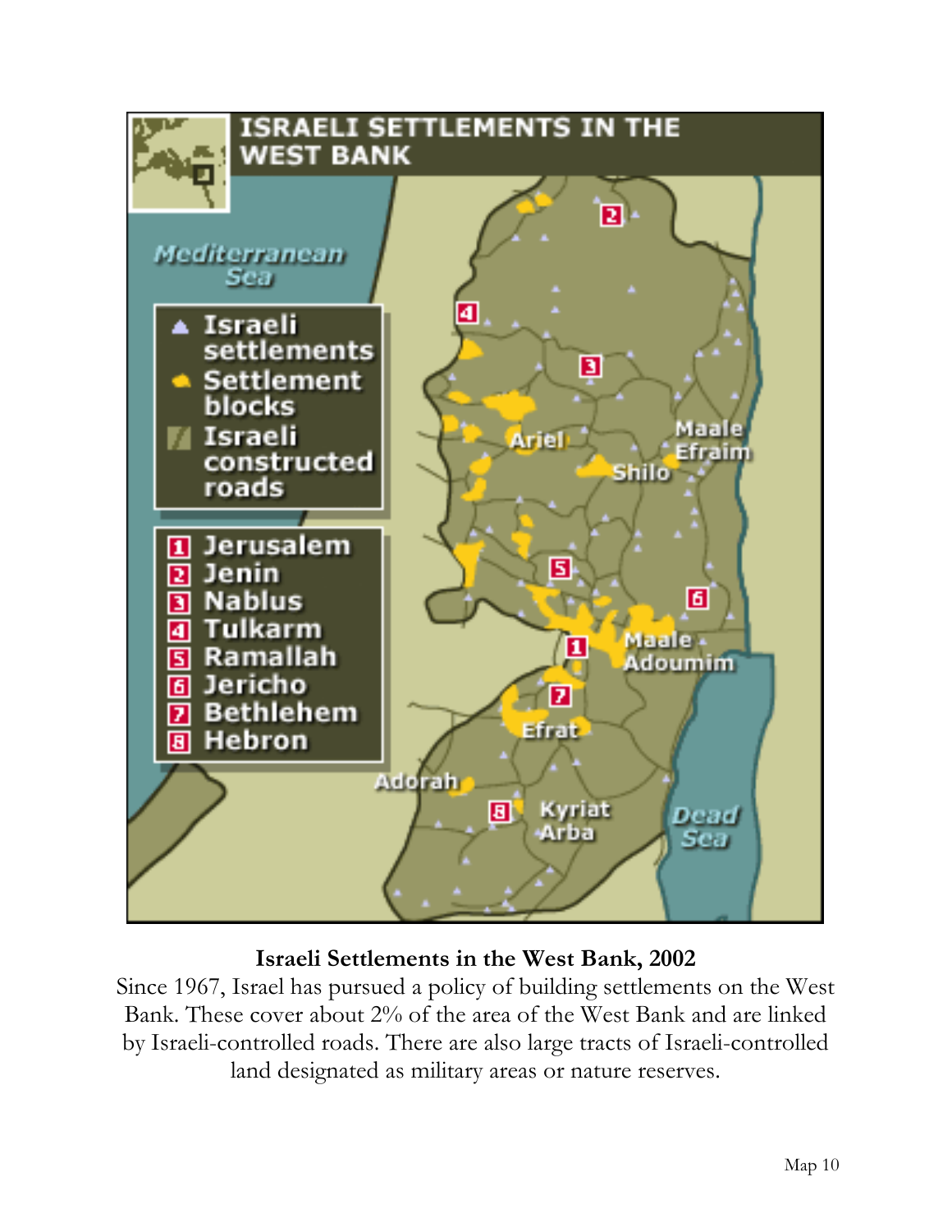**Israeli Settlements in the West Bank, 2002**

Since 1967, Israel has pursued a policy of building settlements on the West Bank. These cover about 2% of the area of the West Bank and are linked by Israeli-controlled roads. There are also large tracts of Israeli-controlled land designated as military areas or nature reserves.

Map 10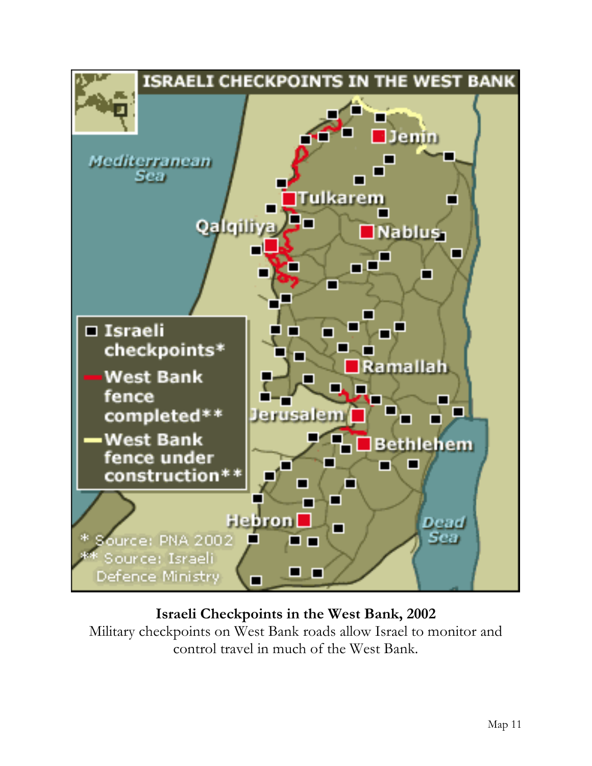**Israeli Checkpoints in the West Bank, 2002**

Military checkpoints on West Bank roads allow Israel to monitor and control travel in much of the West Bank.

Map 11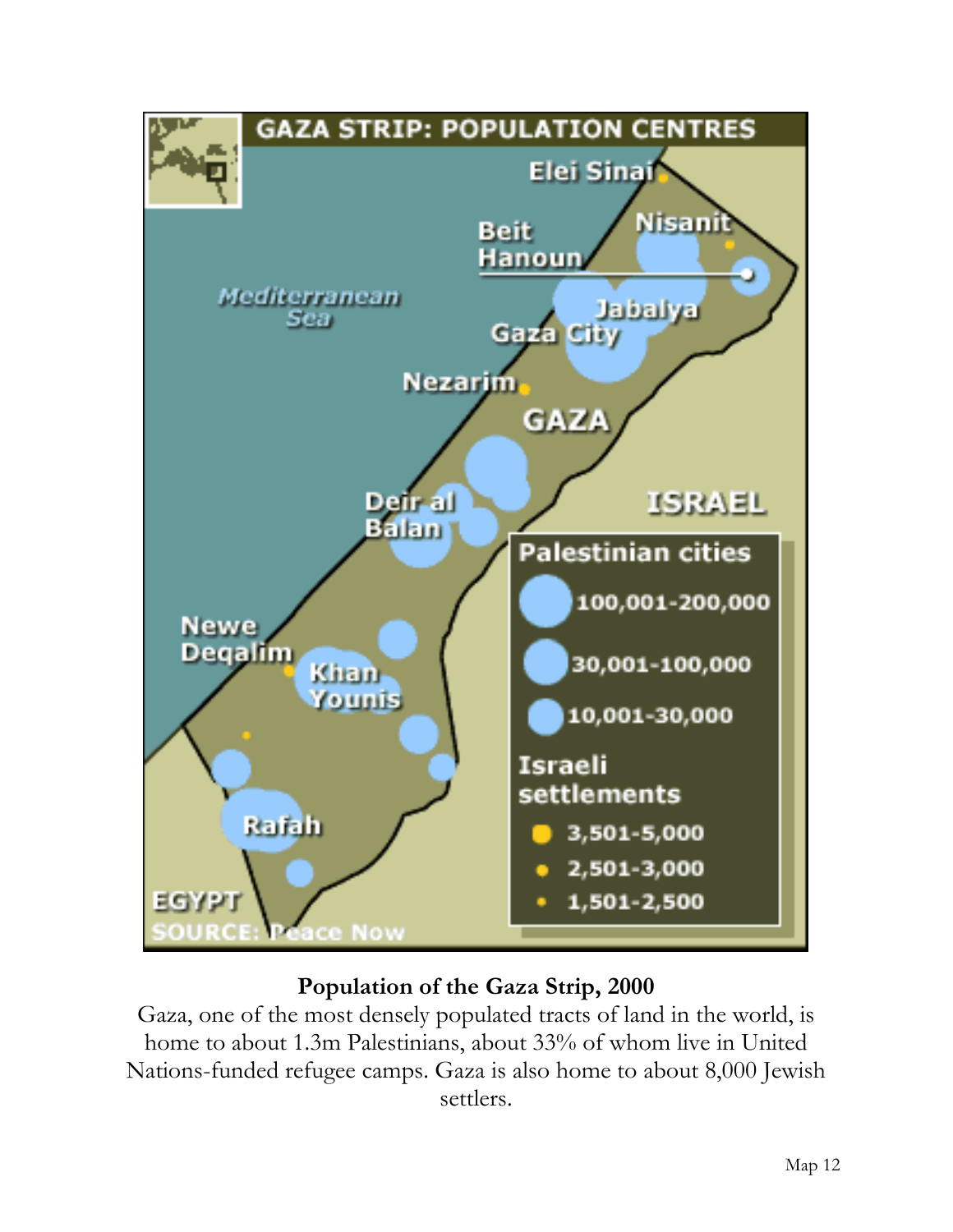GAZA STRIP: POPULATION CENTRES

Elei Sinai

Nisanit

Beit Hanoun

Mediterranean Sea

Jabalya

Gaza City

Nezarim

GAZA

ISRAEL

Deir al Balan

Palestinian cities

- 100,001-200,000
- 30,001-100,000
- 10,001-30,000

Newe Deqalim

Khan Younis

Israeli settlements

- 3,501-5,000
- 2,501-3,000
- 1,501-2,500

Rafah

EGYPT

SOURCE: Peace Now

**Population of the Gaza Strip, 2000**

Gaza, one of the most densely populated tracts of land in the world, is home to about 1.3m Palestinians, about 33% of whom live in United Nations-funded refugee camps. Gaza is also home to about 8,000 Jewish settlers.

Map 12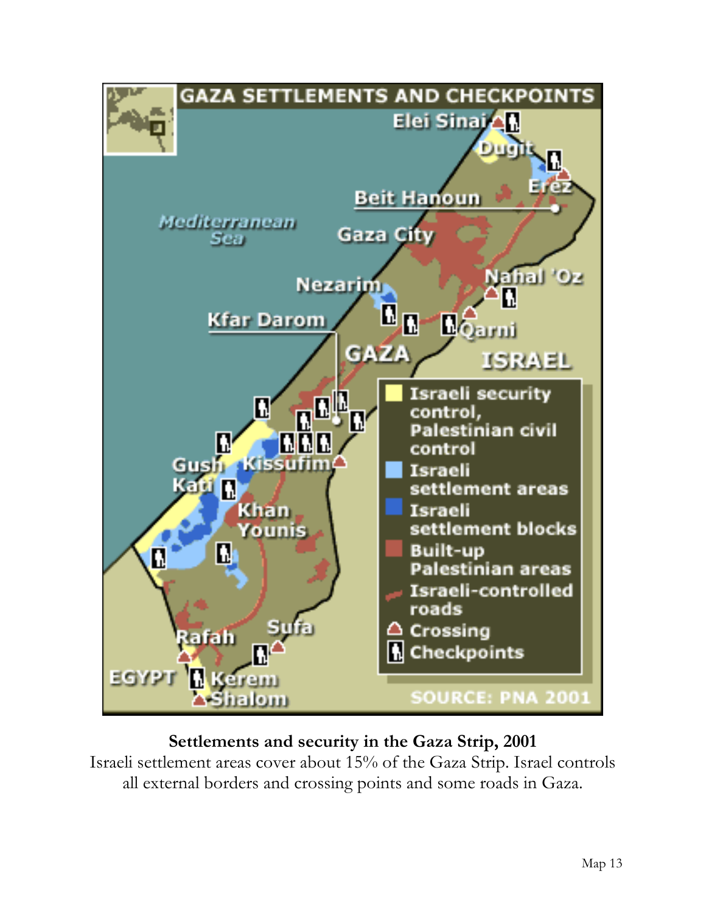GAZA SETTLEMENTS AND CHECKPOINTS

Elei Sinai

Dugit

Erez

Beit Hanoun

Mediterranean Sea

Gaza City

Nezarim

Nahal 'Oz

Kfar Darom

Qarni

GAZA

ISRAEL

Gush Kati

Kissufim

Khan Younis

Rafah

Sufa

EGYPT

Kerem Shalom

Israeli security control, Palestinian civil control

Israeli settlement areas

Israeli settlement blocks

Built-up Palestinian areas

Israeli-controlled roads

Crossing

Checkpoints

SOURCE: PNA 2001

**Settlements and security in the Gaza Strip, 2001**

Israeli settlement areas cover about 15% of the Gaza Strip. Israel controls all external borders and crossing points and some roads in Gaza.

Map 13